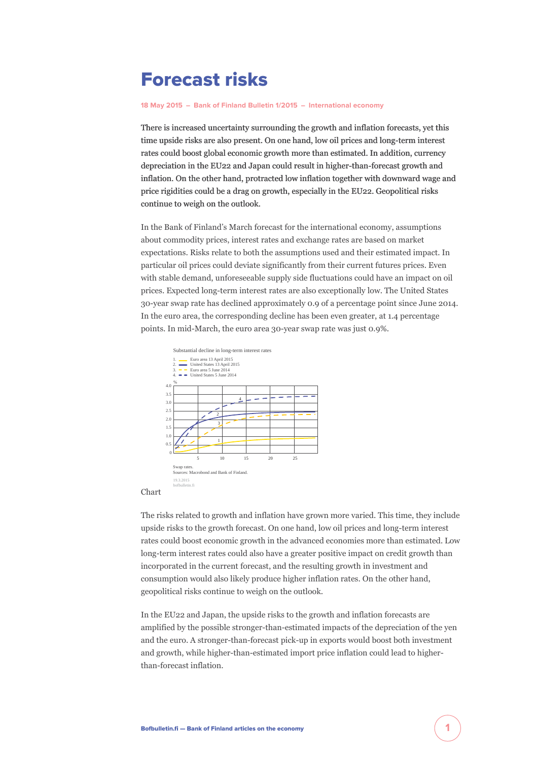# Forecast risks

18 May 2015 – Bank of Finland Bulletin 1/2015 – International economy

**There is increased uncertainty surrounding the growth and inflation forecasts, yet this time upside risks are also present. On one hand, low oil prices and long-term interest rates could boost global economic growth more than estimated. In addition, currency depreciation in the EU22 and Japan could result in higher-than-forecast growth and inflation. On the other hand, protracted low inflation together with downward wage and price rigidities could be a drag on growth, especially in the EU22. Geopolitical risks continue to weigh on the outlook.**

In the Bank of Finland's March forecast for the international economy, assumptions about commodity prices, interest rates and exchange rates are based on market expectations. Risks relate to both the assumptions used and their estimated impact. In particular oil prices could deviate significantly from their current futures prices. Even with stable demand, unforeseeable supply side fluctuations could have an impact on oil prices. Expected long-term interest rates are also exceptionally low. The United States 30-year swap rate has declined approximately 0.9 of a percentage point since June 2014. In the euro area, the corresponding decline has been even greater, at 1.4 percentage points. In mid-March, the euro area 30-year swap rate was just 0.9%.

Substantial decline in long-term interest rates

1. Euro area 13 April 2015
2. United States 13 April 2015
3. Euro area 5 June 2014
4. United States 5 June 2014

%

4.0
3.5
3.0
2.5
2.0
1.5
1.0
0.5
0

5 10 15 20 25

Swap rates.
Sources: Macrobond and Bank of Finland.
19.3.2015
bofbulletin.fi

Chart

The risks related to growth and inflation have grown more varied. This time, they include upside risks to the growth forecast. On one hand, low oil prices and long-term interest rates could boost economic growth in the advanced economies more than estimated. Low long-term interest rates could also have a greater positive impact on credit growth than incorporated in the current forecast, and the resulting growth in investment and consumption would also likely produce higher inflation rates. On the other hand, geopolitical risks continue to weigh on the outlook.

In the EU22 and Japan, the upside risks to the growth and inflation forecasts are amplified by the possible stronger-than-estimated impacts of the depreciation of the yen and the euro. A stronger-than-forecast pick-up in exports would boost both investment and growth, while higher-than-estimated import price inflation could lead to higher-than-forecast inflation.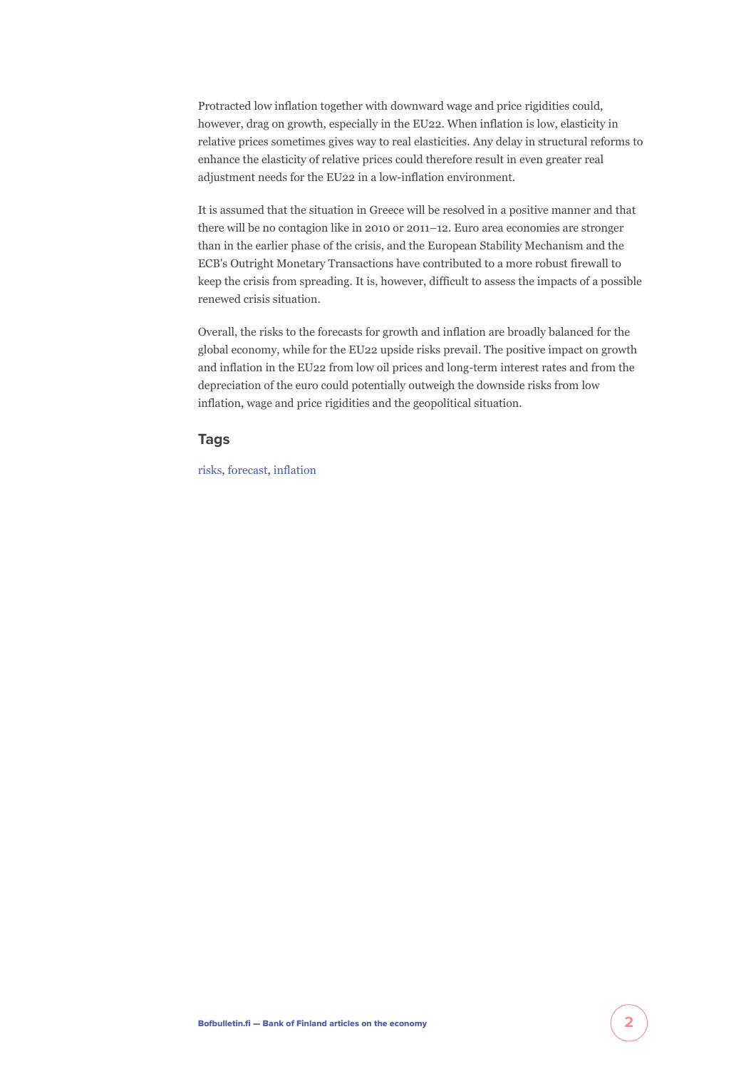Protracted low inflation together with downward wage and price rigidities could, however, drag on growth, especially in the EU22. When inflation is low, elasticity in relative prices sometimes gives way to real elasticities. Any delay in structural reforms to enhance the elasticity of relative prices could therefore result in even greater real adjustment needs for the EU22 in a low-inflation environment.

It is assumed that the situation in Greece will be resolved in a positive manner and that there will be no contagion like in 2010 or 2011–12. Euro area economies are stronger than in the earlier phase of the crisis, and the European Stability Mechanism and the ECB's Outright Monetary Transactions have contributed to a more robust firewall to keep the crisis from spreading. It is, however, difficult to assess the impacts of a possible renewed crisis situation.

Overall, the risks to the forecasts for growth and inflation are broadly balanced for the global economy, while for the EU22 upside risks prevail. The positive impact on growth and inflation in the EU22 from low oil prices and long-term interest rates and from the depreciation of the euro could potentially outweigh the downside risks from low inflation, wage and price rigidities and the geopolitical situation.

## Tags

risks, forecast, inflation